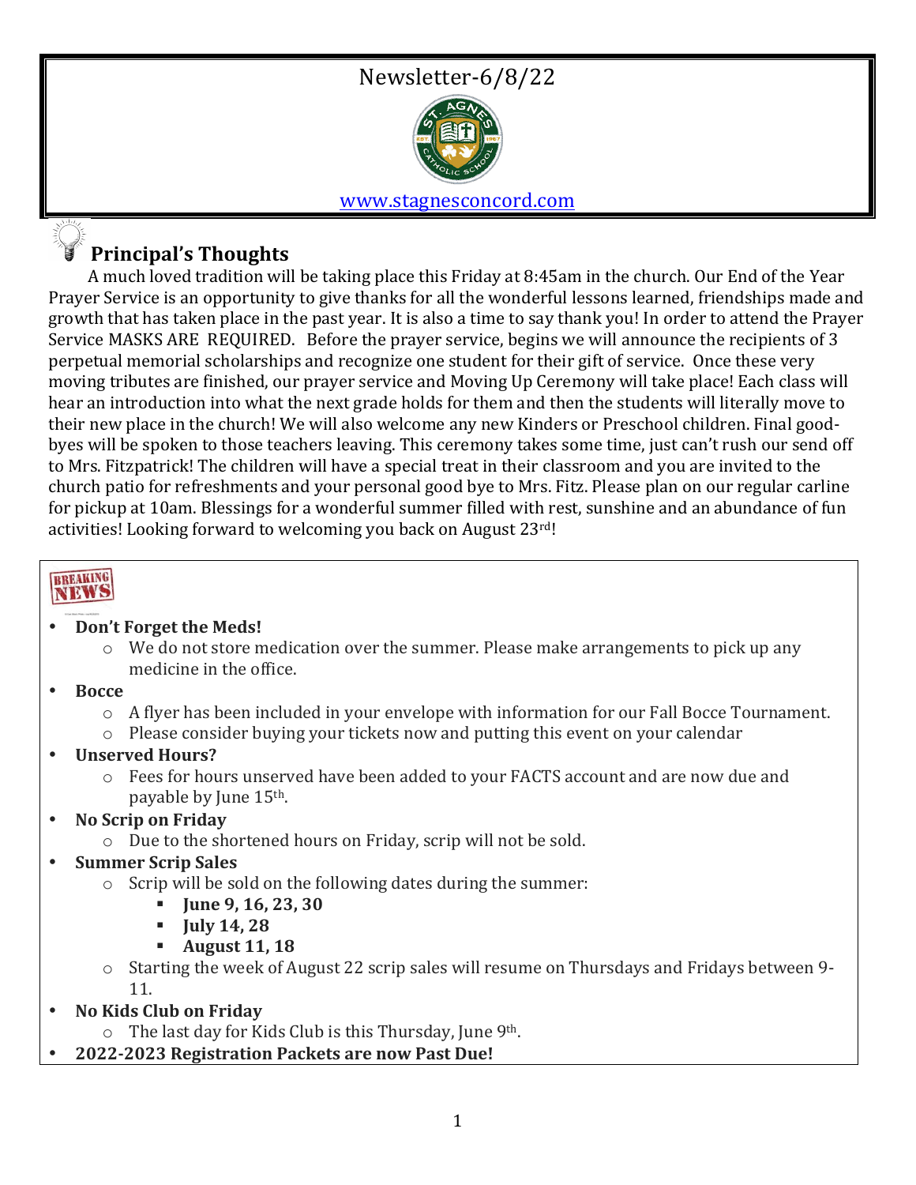# Newsletter-6/8/22

www.stagnesconcord.com

## Principal's Thoughts

A much loved tradition will be taking place this Friday at 8:45am in the church. Our End of the Year Prayer Service is an opportunity to give thanks for all the wonderful lessons learned, friendships made and growth that has taken place in the past year. It is also a time to say thank you! In order to attend the Prayer Service MASKS ARE REQUIRED. Before the prayer service, begins we will announce the recipients of 3 perpetual memorial scholarships and recognize one student for their gift of service. Once these very moving tributes are finished, our prayer service and Moving Up Ceremony will take place! Each class will hear an introduction into what the next grade holds for them and then the students will literally move to their new place in the church! We will also welcome any new Kinders or Preschool children. Final good-byes will be spoken to those teachers leaving. This ceremony takes some time, just can't rush our send off to Mrs. Fitzpatrick! The children will have a special treat in their classroom and you are invited to the church patio for refreshments and your personal good bye to Mrs. Fitz. Please plan on our regular carline for pickup at 10am. Blessings for a wonderful summer filled with rest, sunshine and an abundance of fun activities! Looking forward to welcoming you back on August 23rd!

## BREAKING NEWS

- **Don't Forget the Meds!**
  - We do not store medication over the summer. Please make arrangements to pick up any medicine in the office.
- **Bocce**
  - A flyer has been included in your envelope with information for our Fall Bocce Tournament.
  - Please consider buying your tickets now and putting this event on your calendar
- **Unserved Hours?**
  - Fees for hours unserved have been added to your FACTS account and are now due and payable by June 15th.
- **No Scrip on Friday**
  - Due to the shortened hours on Friday, scrip will not be sold.
- **Summer Scrip Sales**
  - Scrip will be sold on the following dates during the summer:
    - **June 9, 16, 23, 30**
    - **July 14, 28**
    - **August 11, 18**
  - Starting the week of August 22 scrip sales will resume on Thursdays and Fridays between 9-11.
- **No Kids Club on Friday**
  - The last day for Kids Club is this Thursday, June 9th.
- **2022-2023 Registration Packets are now Past Due!**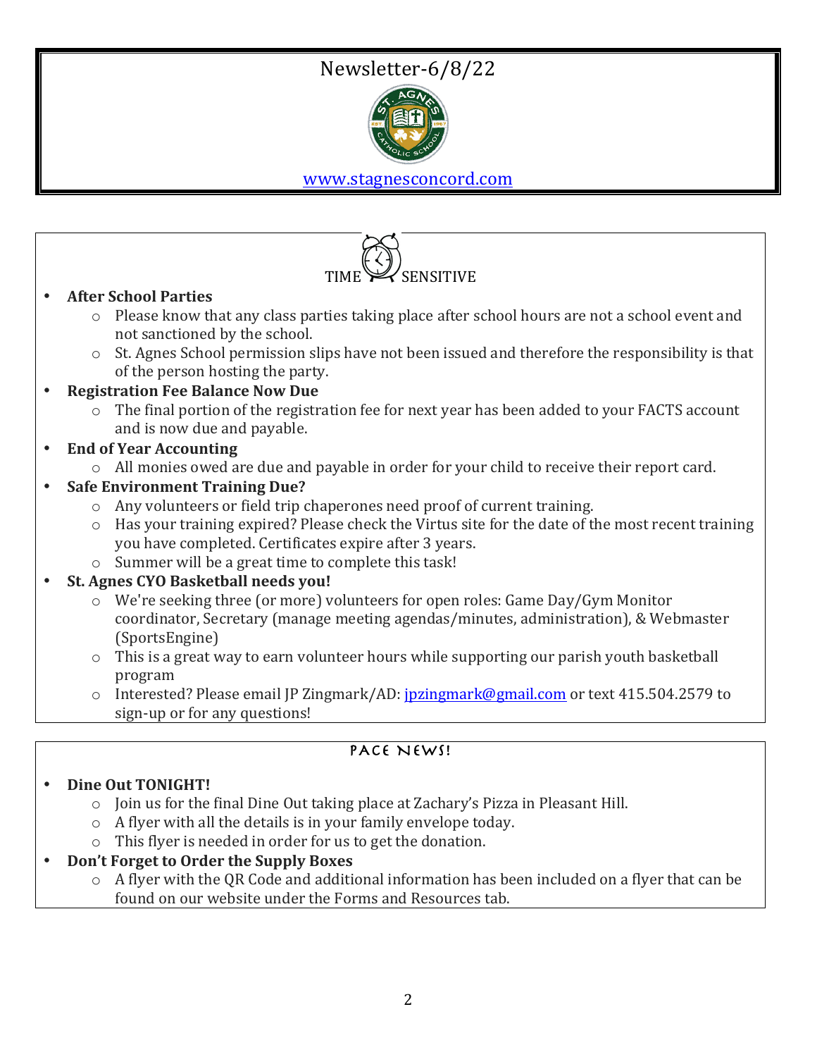# Newsletter-6/8/22

[www.stagnesconcord.com](http://www.stagnesconcord.com)

## TIME SENSITIVE

- **After School Parties**
  - Please know that any class parties taking place after school hours are not a school event and not sanctioned by the school.
  - St. Agnes School permission slips have not been issued and therefore the responsibility is that of the person hosting the party.
- **Registration Fee Balance Now Due**
  - The final portion of the registration fee for next year has been added to your FACTS account and is now due and payable.
- **End of Year Accounting**
  - All monies owed are due and payable in order for your child to receive their report card.
- **Safe Environment Training Due?**
  - Any volunteers or field trip chaperones need proof of current training.
  - Has your training expired? Please check the Virtus site for the date of the most recent training you have completed. Certificates expire after 3 years.
  - Summer will be a great time to complete this task!
- **St. Agnes CYO Basketball needs you!**
  - We're seeking three (or more) volunteers for open roles: Game Day/Gym Monitor coordinator, Secretary (manage meeting agendas/minutes, administration), & Webmaster (SportsEngine)
  - This is a great way to earn volunteer hours while supporting our parish youth basketball program
  - Interested? Please email JP Zingmark/AD: [jpzingmark@gmail.com](mailto:jpzingmark@gmail.com) or text 415.504.2579 to sign-up or for any questions!

## PACE NEWS!

- **Dine Out TONIGHT!**
  - Join us for the final Dine Out taking place at Zachary's Pizza in Pleasant Hill.
  - A flyer with all the details is in your family envelope today.
  - This flyer is needed in order for us to get the donation.
- **Don't Forget to Order the Supply Boxes**
  - A flyer with the QR Code and additional information has been included on a flyer that can be found on our website under the Forms and Resources tab.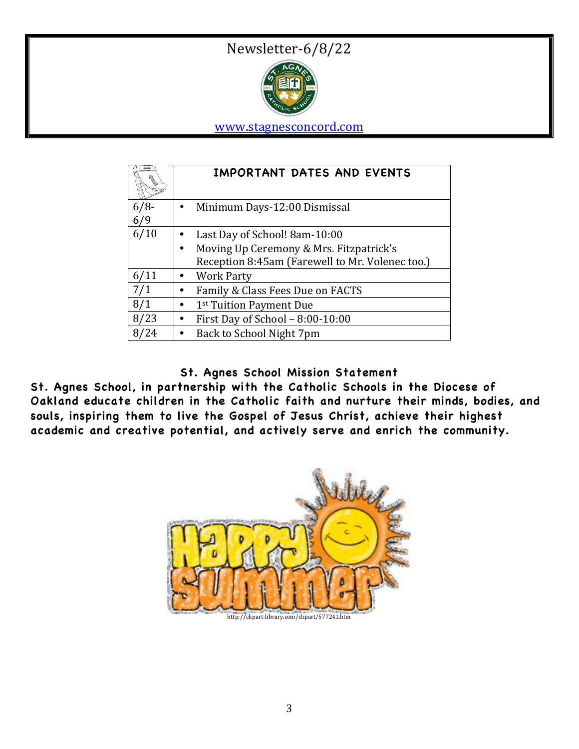# Newsletter-6/8/22

www.stagnesconcord.com

| | IMPORTANT DATES AND EVENTS |
|---|---|
| 6/8-6/9 | • Minimum Days-12:00 Dismissal |
| 6/10 | • Last Day of School! 8am-10:00<br>• Moving Up Ceremony & Mrs. Fitzpatrick's Reception 8:45am (Farewell to Mr. Volenec too.) |
| 6/11 | • Work Party |
| 7/1 | • Family & Class Fees Due on FACTS |
| 8/1 | • 1st Tuition Payment Due |
| 8/23 | • First Day of School – 8:00-10:00 |
| 8/24 | • Back to School Night 7pm |

## St. Agnes School Mission Statement

**St. Agnes School, in partnership with the Catholic Schools in the Diocese of Oakland educate children in the Catholic faith and nurture their minds, bodies, and souls, inspiring them to live the Gospel of Jesus Christ, achieve their highest academic and creative potential, and actively serve and enrich the community.**

http://clipart-library.com/clipart/577241.htm